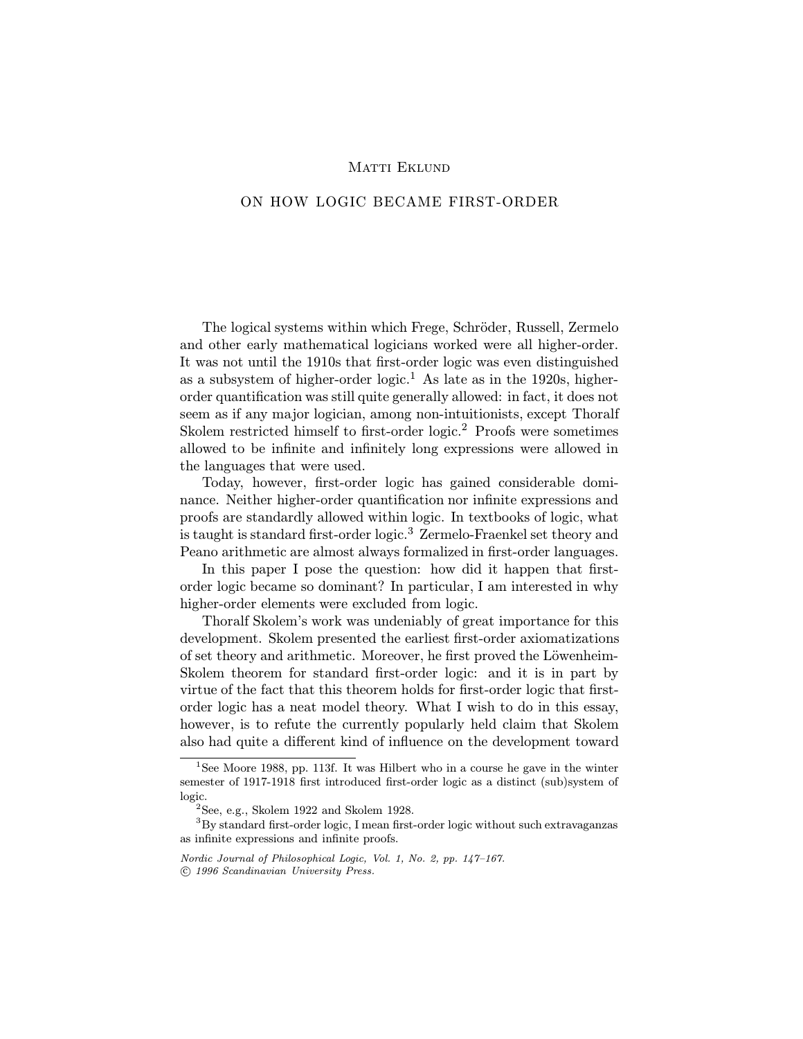Matti Eklund

# ON HOW LOGIC BECAME FIRST-ORDER

The logical systems within which Frege, Schröder, Russell, Zermelo and other early mathematical logicians worked were all higher-order. It was not until the 1910s that first-order logic was even distinguished as a subsystem of higher-order logic.[1] As late as in the 1920s, higher-order quantification was still quite generally allowed: in fact, it does not seem as if any major logician, among non-intuitionists, except Thoralf Skolem restricted himself to first-order logic.[2] Proofs were sometimes allowed to be infinite and infinitely long expressions were allowed in the languages that were used.

Today, however, first-order logic has gained considerable dominance. Neither higher-order quantification nor infinite expressions and proofs are standardly allowed within logic. In textbooks of logic, what is taught is standard first-order logic.[3] Zermelo-Fraenkel set theory and Peano arithmetic are almost always formalized in first-order languages.

In this paper I pose the question: how did it happen that first-order logic became so dominant? In particular, I am interested in why higher-order elements were excluded from logic.

Thoralf Skolem's work was undeniably of great importance for this development. Skolem presented the earliest first-order axiomatizations of set theory and arithmetic. Moreover, he first proved the Löwenheim-Skolem theorem for standard first-order logic: and it is in part by virtue of the fact that this theorem holds for first-order logic that first-order logic has a neat model theory. What I wish to do in this essay, however, is to refute the currently popularly held claim that Skolem also had quite a different kind of influence on the development toward

---

[1] See Moore 1988, pp. 113f. It was Hilbert who in a course he gave in the winter semester of 1917-1918 first introduced first-order logic as a distinct (sub)system of logic.

[2] See, e.g., Skolem 1922 and Skolem 1928.

[3] By standard first-order logic, I mean first-order logic without such extravaganzas as infinite expressions and infinite proofs.

*Nordic Journal of Philosophical Logic, Vol. 1, No. 2, pp. 147–167.*
*© 1996 Scandinavian University Press.*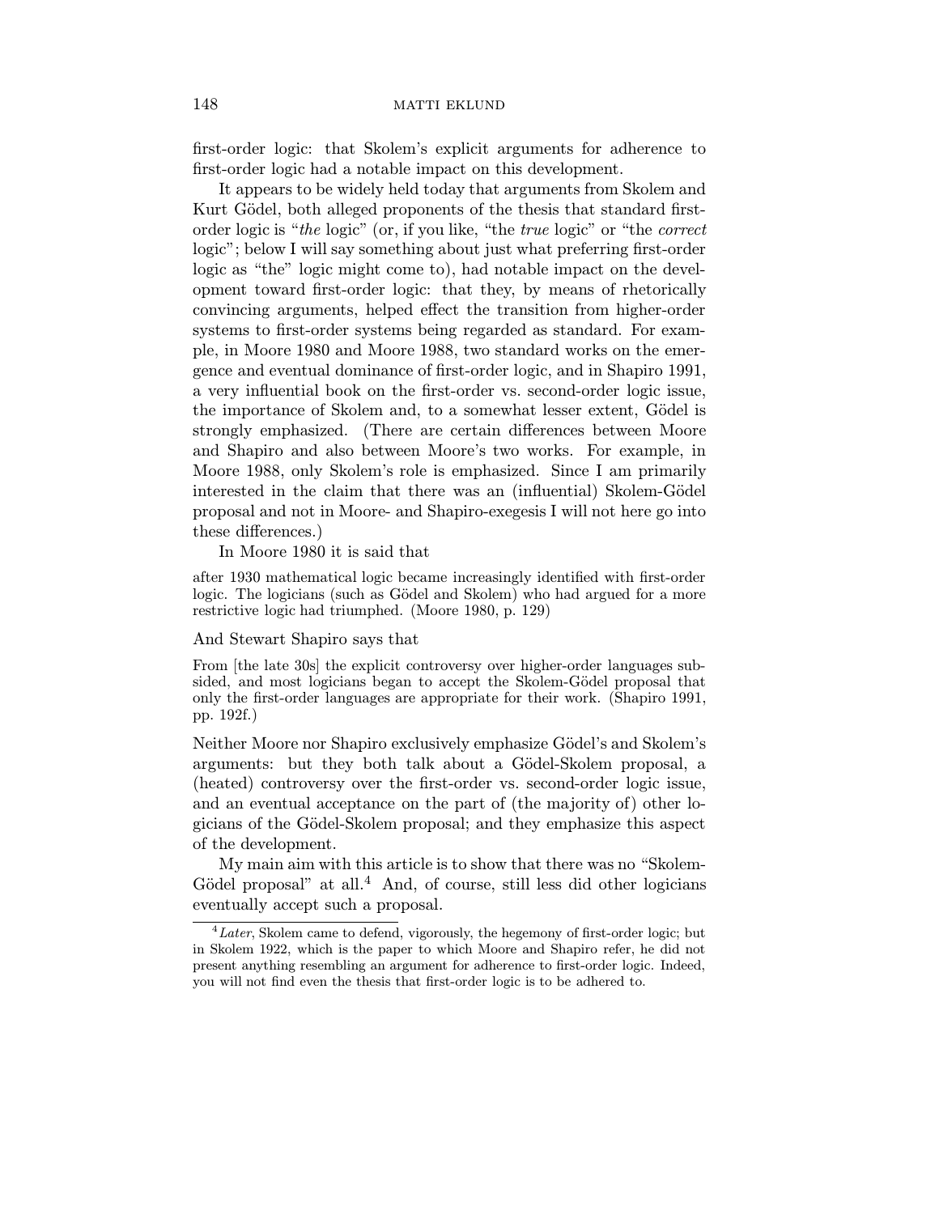first-order logic: that Skolem's explicit arguments for adherence to first-order logic had a notable impact on this development.

It appears to be widely held today that arguments from Skolem and Kurt Gödel, both alleged proponents of the thesis that standard first-order logic is "*the* logic" (or, if you like, "the *true* logic" or "the *correct* logic"; below I will say something about just what preferring first-order logic as "the" logic might come to), had notable impact on the development toward first-order logic: that they, by means of rhetorically convincing arguments, helped effect the transition from higher-order systems to first-order systems being regarded as standard. For example, in Moore 1980 and Moore 1988, two standard works on the emergence and eventual dominance of first-order logic, and in Shapiro 1991, a very influential book on the first-order vs. second-order logic issue, the importance of Skolem and, to a somewhat lesser extent, Gödel is strongly emphasized. (There are certain differences between Moore and Shapiro and also between Moore's two works. For example, in Moore 1988, only Skolem's role is emphasized. Since I am primarily interested in the claim that there was an (influential) Skolem-Gödel proposal and not in Moore- and Shapiro-exegesis I will not here go into these differences.)

In Moore 1980 it is said that

> after 1930 mathematical logic became increasingly identified with first-order logic. The logicians (such as Gödel and Skolem) who had argued for a more restrictive logic had triumphed. (Moore 1980, p. 129)

And Stewart Shapiro says that

> From [the late 30s] the explicit controversy over higher-order languages subsided, and most logicians began to accept the Skolem-Gödel proposal that only the first-order languages are appropriate for their work. (Shapiro 1991, pp. 192f.)

Neither Moore nor Shapiro exclusively emphasize Gödel's and Skolem's arguments: but they both talk about a Gödel-Skolem proposal, a (heated) controversy over the first-order vs. second-order logic issue, and an eventual acceptance on the part of (the majority of) other logicians of the Gödel-Skolem proposal; and they emphasize this aspect of the development.

My main aim with this article is to show that there was no "Skolem-Gödel proposal" at all.[4] And, of course, still less did other logicians eventually accept such a proposal.

---

[4] *Later*, Skolem came to defend, vigorously, the hegemony of first-order logic; but in Skolem 1922, which is the paper to which Moore and Shapiro refer, he did not present anything resembling an argument for adherence to first-order logic. Indeed, you will not find even the thesis that first-order logic is to be adhered to.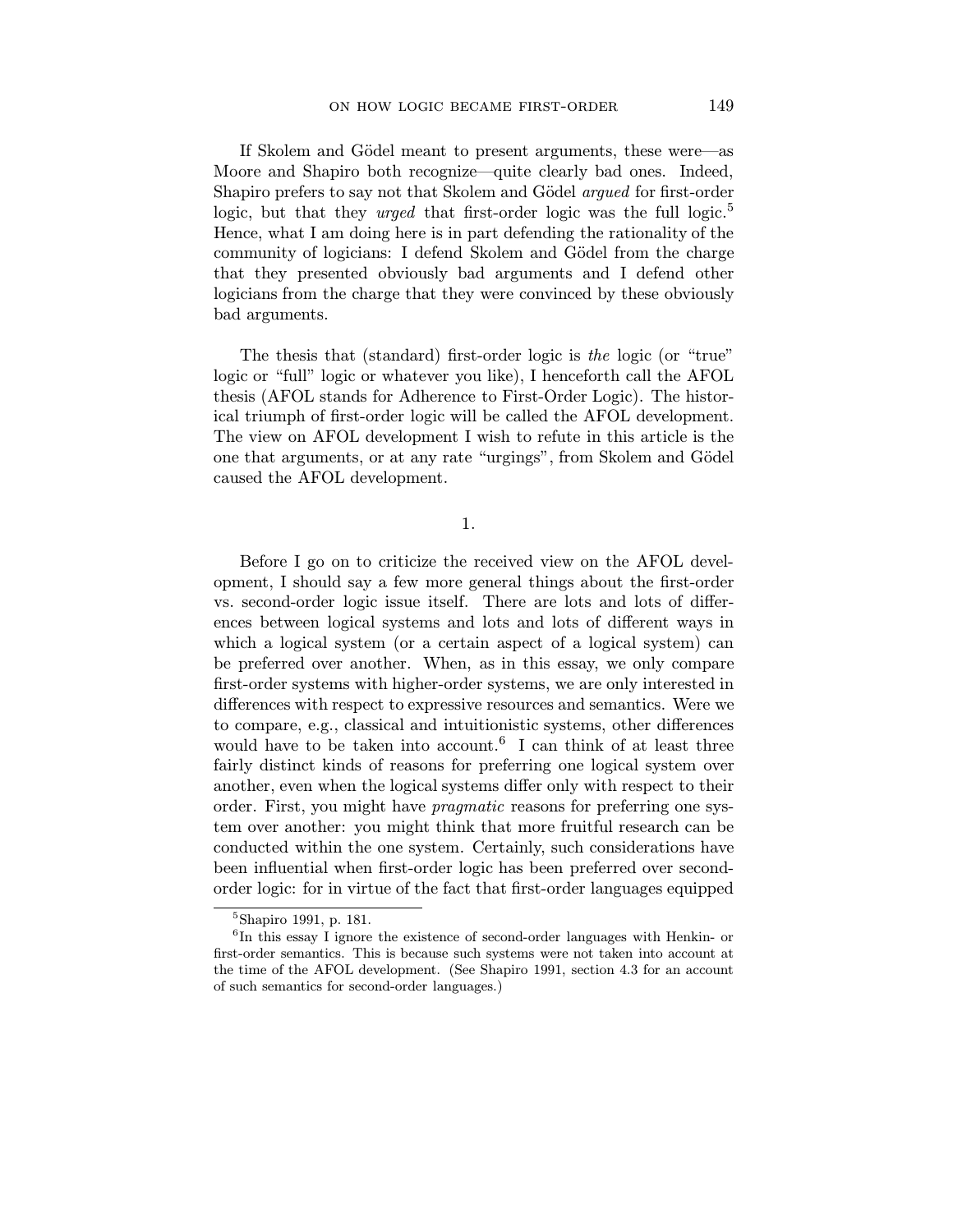If Skolem and Gödel meant to present arguments, these were—as Moore and Shapiro both recognize—quite clearly bad ones. Indeed, Shapiro prefers to say not that Skolem and Gödel *argued* for first-order logic, but that they *urged* that first-order logic was the full logic.[5] Hence, what I am doing here is in part defending the rationality of the community of logicians: I defend Skolem and Gödel from the charge that they presented obviously bad arguments and I defend other logicians from the charge that they were convinced by these obviously bad arguments.

The thesis that (standard) first-order logic is *the* logic (or "true" logic or "full" logic or whatever you like), I henceforth call the AFOL thesis (AFOL stands for Adherence to First-Order Logic). The historical triumph of first-order logic will be called the AFOL development. The view on AFOL development I wish to refute in this article is the one that arguments, or at any rate "urgings", from Skolem and Gödel caused the AFOL development.

## 1.

Before I go on to criticize the received view on the AFOL development, I should say a few more general things about the first-order vs. second-order logic issue itself. There are lots and lots of differences between logical systems and lots and lots of different ways in which a logical system (or a certain aspect of a logical system) can be preferred over another. When, as in this essay, we only compare first-order systems with higher-order systems, we are only interested in differences with respect to expressive resources and semantics. Were we to compare, e.g., classical and intuitionistic systems, other differences would have to be taken into account.[6] I can think of at least three fairly distinct kinds of reasons for preferring one logical system over another, even when the logical systems differ only with respect to their order. First, you might have *pragmatic* reasons for preferring one system over another: you might think that more fruitful research can be conducted within the one system. Certainly, such considerations have been influential when first-order logic has been preferred over second-order logic: for in virtue of the fact that first-order languages equipped

---

[5] Shapiro 1991, p. 181.

[6] In this essay I ignore the existence of second-order languages with Henkin- or first-order semantics. This is because such systems were not taken into account at the time of the AFOL development. (See Shapiro 1991, section 4.3 for an account of such semantics for second-order languages.)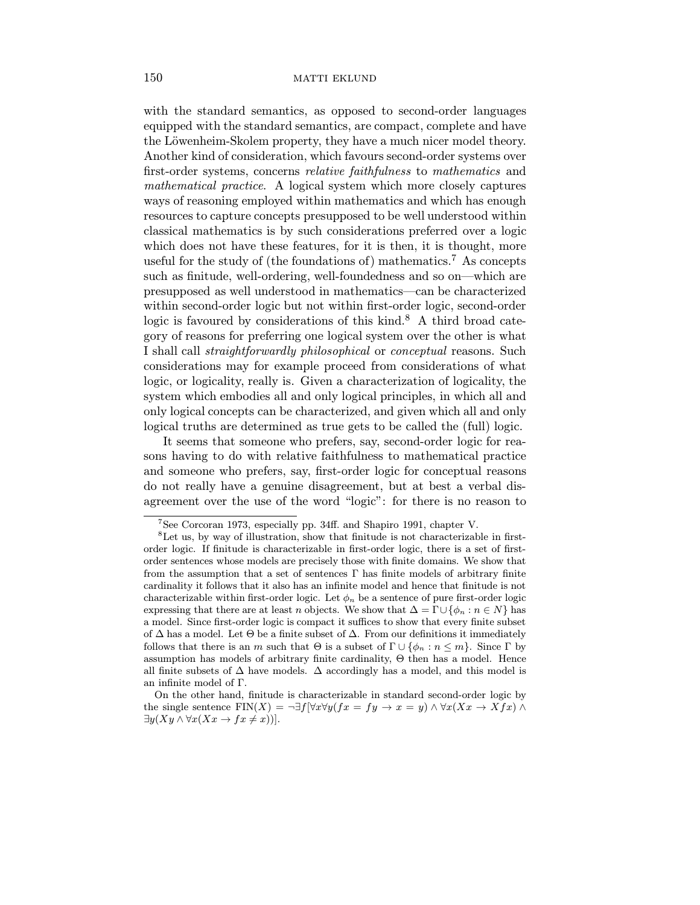with the standard semantics, as opposed to second-order languages equipped with the standard semantics, are compact, complete and have the Löwenheim-Skolem property, they have a much nicer model theory. Another kind of consideration, which favours second-order systems over first-order systems, concerns *relative faithfulness* to *mathematics* and *mathematical practice*. A logical system which more closely captures ways of reasoning employed within mathematics and which has enough resources to capture concepts presupposed to be well understood within classical mathematics is by such considerations preferred over a logic which does not have these features, for it is then, it is thought, more useful for the study of (the foundations of) mathematics.[7] As concepts such as finitude, well-ordering, well-foundedness and so on—which are presupposed as well understood in mathematics—can be characterized within second-order logic but not within first-order logic, second-order logic is favoured by considerations of this kind.[8] A third broad category of reasons for preferring one logical system over the other is what I shall call *straightforwardly philosophical* or *conceptual* reasons. Such considerations may for example proceed from considerations of what logic, or logicality, really is. Given a characterization of logicality, the system which embodies all and only logical principles, in which all and only logical concepts can be characterized, and given which all and only logical truths are determined as true gets to be called the (full) logic.

It seems that someone who prefers, say, second-order logic for reasons having to do with relative faithfulness to mathematical practice and someone who prefers, say, first-order logic for conceptual reasons do not really have a genuine disagreement, but at best a verbal disagreement over the use of the word "logic": for there is no reason to

---

[7] See Corcoran 1973, especially pp. 34ff. and Shapiro 1991, chapter V.

[8] Let us, by way of illustration, show that finitude is not characterizable in first-order logic. If finitude is characterizable in first-order logic, there is a set of first-order sentences whose models are precisely those with finite domains. We show that from the assumption that a set of sentences $\Gamma$ has finite models of arbitrary finite cardinality it follows that it also has an infinite model and hence that finitude is not characterizable within first-order logic. Let $\phi_n$ be a sentence of pure first-order logic expressing that there are at least $n$ objects. We show that $\Delta = \Gamma \cup \{\phi_n : n \in N\}$ has a model. Since first-order logic is compact it suffices to show that every finite subset of $\Delta$ has a model. Let $\Theta$ be a finite subset of $\Delta$. From our definitions it immediately follows that there is an $m$ such that $\Theta$ is a subset of $\Gamma \cup \{\phi_n : n \leq m\}$. Since $\Gamma$ by assumption has models of arbitrary finite cardinality, $\Theta$ then has a model. Hence all finite subsets of $\Delta$ have models. $\Delta$ accordingly has a model, and this model is an infinite model of $\Gamma$.

On the other hand, finitude is characterizable in standard second-order logic by the single sentence $\text{FIN}(X) = \neg\exists f[\forall x \forall y(fx = fy \rightarrow x = y) \wedge \forall x(Xx \rightarrow Xfx) \wedge \exists y(Xy \wedge \forall x(Xx \rightarrow fx \neq x))]$.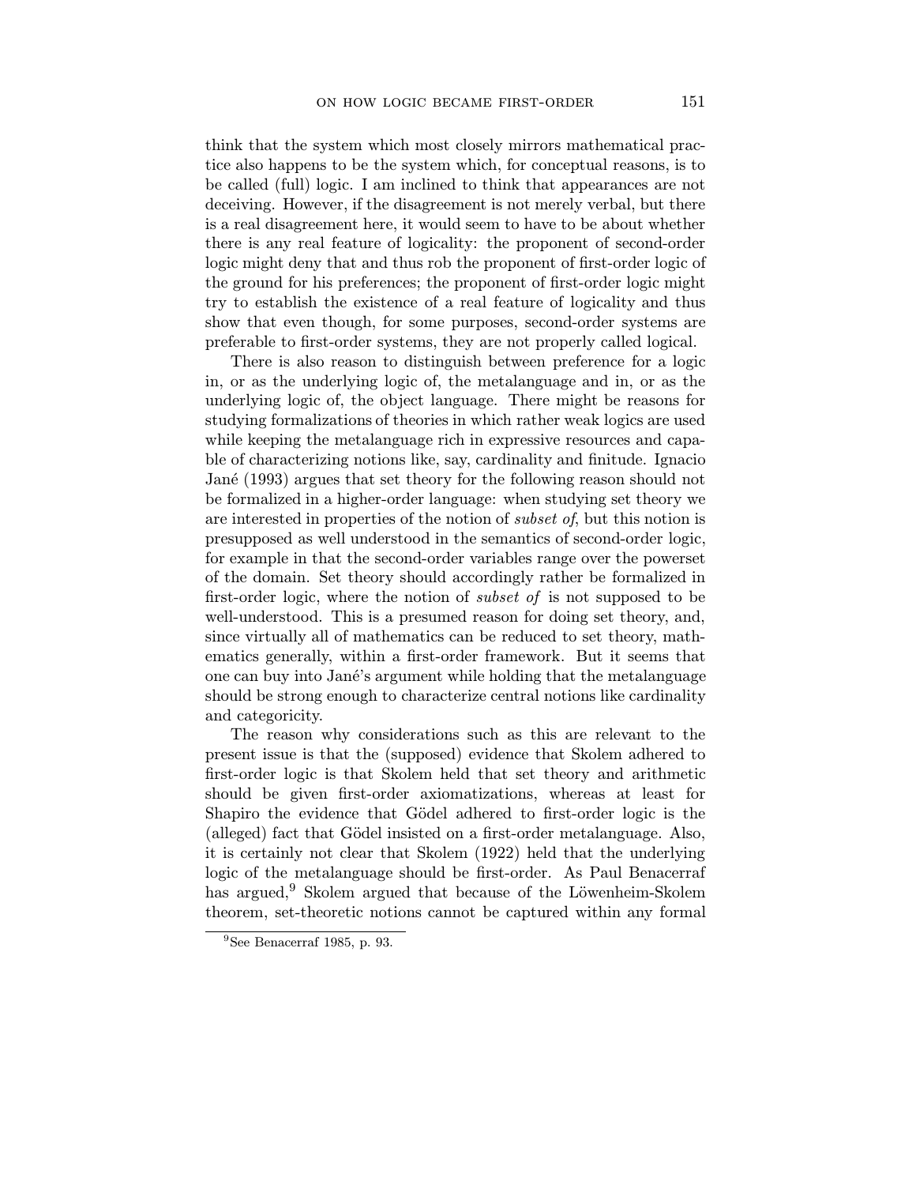think that the system which most closely mirrors mathematical practice also happens to be the system which, for conceptual reasons, is to be called (full) logic. I am inclined to think that appearances are not deceiving. However, if the disagreement is not merely verbal, but there is a real disagreement here, it would seem to have to be about whether there is any real feature of logicality: the proponent of second-order logic might deny that and thus rob the proponent of first-order logic of the ground for his preferences; the proponent of first-order logic might try to establish the existence of a real feature of logicality and thus show that even though, for some purposes, second-order systems are preferable to first-order systems, they are not properly called logical.

There is also reason to distinguish between preference for a logic in, or as the underlying logic of, the metalanguage and in, or as the underlying logic of, the object language. There might be reasons for studying formalizations of theories in which rather weak logics are used while keeping the metalanguage rich in expressive resources and capable of characterizing notions like, say, cardinality and finitude. Ignacio Jané (1993) argues that set theory for the following reason should not be formalized in a higher-order language: when studying set theory we are interested in properties of the notion of *subset of*, but this notion is presupposed as well understood in the semantics of second-order logic, for example in that the second-order variables range over the powerset of the domain. Set theory should accordingly rather be formalized in first-order logic, where the notion of *subset of* is not supposed to be well-understood. This is a presumed reason for doing set theory, and, since virtually all of mathematics can be reduced to set theory, mathematics generally, within a first-order framework. But it seems that one can buy into Jané's argument while holding that the metalanguage should be strong enough to characterize central notions like cardinality and categoricity.

The reason why considerations such as this are relevant to the present issue is that the (supposed) evidence that Skolem adhered to first-order logic is that Skolem held that set theory and arithmetic should be given first-order axiomatizations, whereas at least for Shapiro the evidence that Gödel adhered to first-order logic is the (alleged) fact that Gödel insisted on a first-order metalanguage. Also, it is certainly not clear that Skolem (1922) held that the underlying logic of the metalanguage should be first-order. As Paul Benacerraf has argued,[9] Skolem argued that because of the Löwenheim-Skolem theorem, set-theoretic notions cannot be captured within any formal

[9] See Benacerraf 1985, p. 93.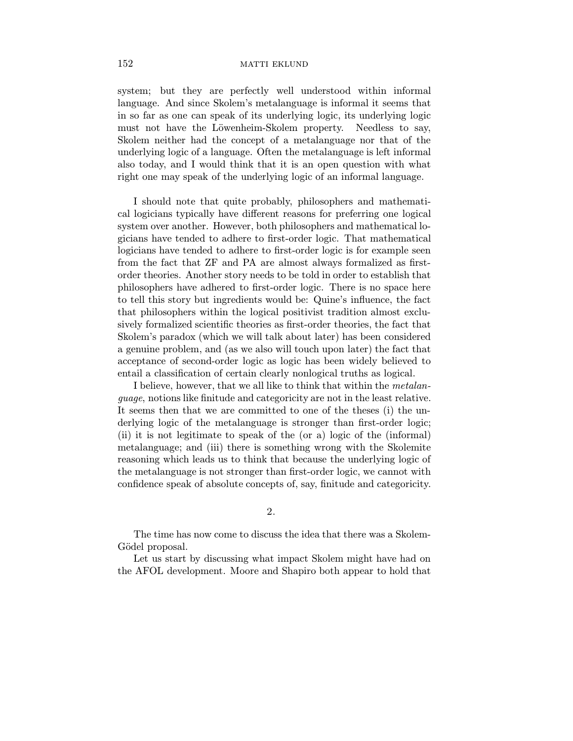system; but they are perfectly well understood within informal language. And since Skolem's metalanguage is informal it seems that in so far as one can speak of its underlying logic, its underlying logic must not have the Löwenheim-Skolem property. Needless to say, Skolem neither had the concept of a metalanguage nor that of the underlying logic of a language. Often the metalanguage is left informal also today, and I would think that it is an open question with what right one may speak of the underlying logic of an informal language.

I should note that quite probably, philosophers and mathematical logicians typically have different reasons for preferring one logical system over another. However, both philosophers and mathematical logicians have tended to adhere to first-order logic. That mathematical logicians have tended to adhere to first-order logic is for example seen from the fact that ZF and PA are almost always formalized as first-order theories. Another story needs to be told in order to establish that philosophers have adhered to first-order logic. There is no space here to tell this story but ingredients would be: Quine's influence, the fact that philosophers within the logical positivist tradition almost exclusively formalized scientific theories as first-order theories, the fact that Skolem's paradox (which we will talk about later) has been considered a genuine problem, and (as we also will touch upon later) the fact that acceptance of second-order logic as logic has been widely believed to entail a classification of certain clearly nonlogical truths as logical.

I believe, however, that we all like to think that within the *metalanguage*, notions like finitude and categoricity are not in the least relative. It seems then that we are committed to one of the theses (i) the underlying logic of the metalanguage is stronger than first-order logic; (ii) it is not legitimate to speak of the (or a) logic of the (informal) metalanguage; and (iii) there is something wrong with the Skolemite reasoning which leads us to think that because the underlying logic of the metalanguage is not stronger than first-order logic, we cannot with confidence speak of absolute concepts of, say, finitude and categoricity.

## 2.

The time has now come to discuss the idea that there was a Skolem-Gödel proposal.

Let us start by discussing what impact Skolem might have had on the AFOL development. Moore and Shapiro both appear to hold that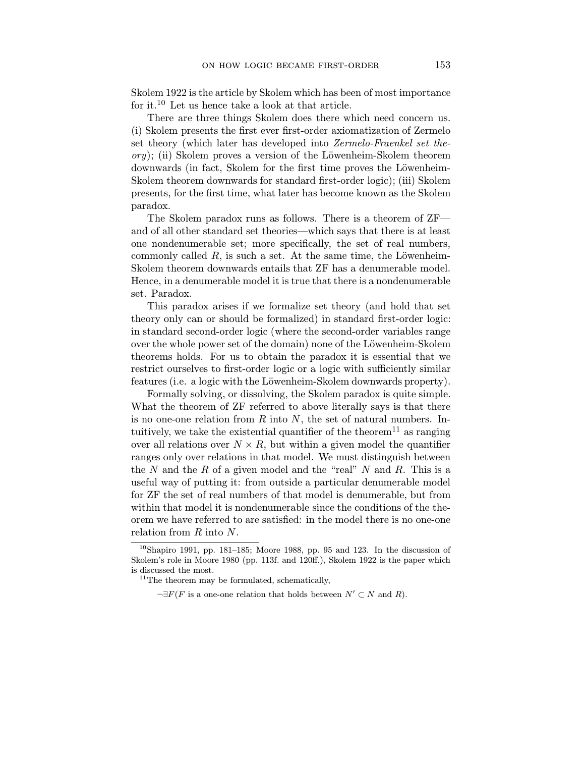Skolem 1922 is the article by Skolem which has been of most importance for it.[10] Let us hence take a look at that article.

There are three things Skolem does there which need concern us. (i) Skolem presents the first ever first-order axiomatization of Zermelo set theory (which later has developed into *Zermelo-Fraenkel set theory*); (ii) Skolem proves a version of the Löwenheim-Skolem theorem downwards (in fact, Skolem for the first time proves the Löwenheim-Skolem theorem downwards for standard first-order logic); (iii) Skolem presents, for the first time, what later has become known as the Skolem paradox.

The Skolem paradox runs as follows. There is a theorem of ZF—and of all other standard set theories—which says that there is at least one nondenumerable set; more specifically, the set of real numbers, commonly called $R$, is such a set. At the same time, the Löwenheim-Skolem theorem downwards entails that ZF has a denumerable model. Hence, in a denumerable model it is true that there is a nondenumerable set. Paradox.

This paradox arises if we formalize set theory (and hold that set theory only can or should be formalized) in standard first-order logic: in standard second-order logic (where the second-order variables range over the whole power set of the domain) none of the Löwenheim-Skolem theorems holds. For us to obtain the paradox it is essential that we restrict ourselves to first-order logic or a logic with sufficiently similar features (i.e. a logic with the Löwenheim-Skolem downwards property).

Formally solving, or dissolving, the Skolem paradox is quite simple. What the theorem of ZF referred to above literally says is that there is no one-one relation from $R$ into $N$, the set of natural numbers. Intuitively, we take the existential quantifier of the theorem[11] as ranging over all relations over $N \times R$, but within a given model the quantifier ranges only over relations in that model. We must distinguish between the $N$ and the $R$ of a given model and the "real" $N$ and $R$. This is a useful way of putting it: from outside a particular denumerable model for ZF the set of real numbers of that model is denumerable, but from within that model it is nondenumerable since the conditions of the theorem we have referred to are satisfied: in the model there is no one-one relation from $R$ into $N$.

---

[10] Shapiro 1991, pp. 181–185; Moore 1988, pp. 95 and 123. In the discussion of Skolem's role in Moore 1980 (pp. 113f. and 120ff.), Skolem 1922 is the paper which is discussed the most.

[11] The theorem may be formulated, schematically,

$\neg\exists F$($F$ is a one-one relation that holds between $N' \subset N$ and $R$).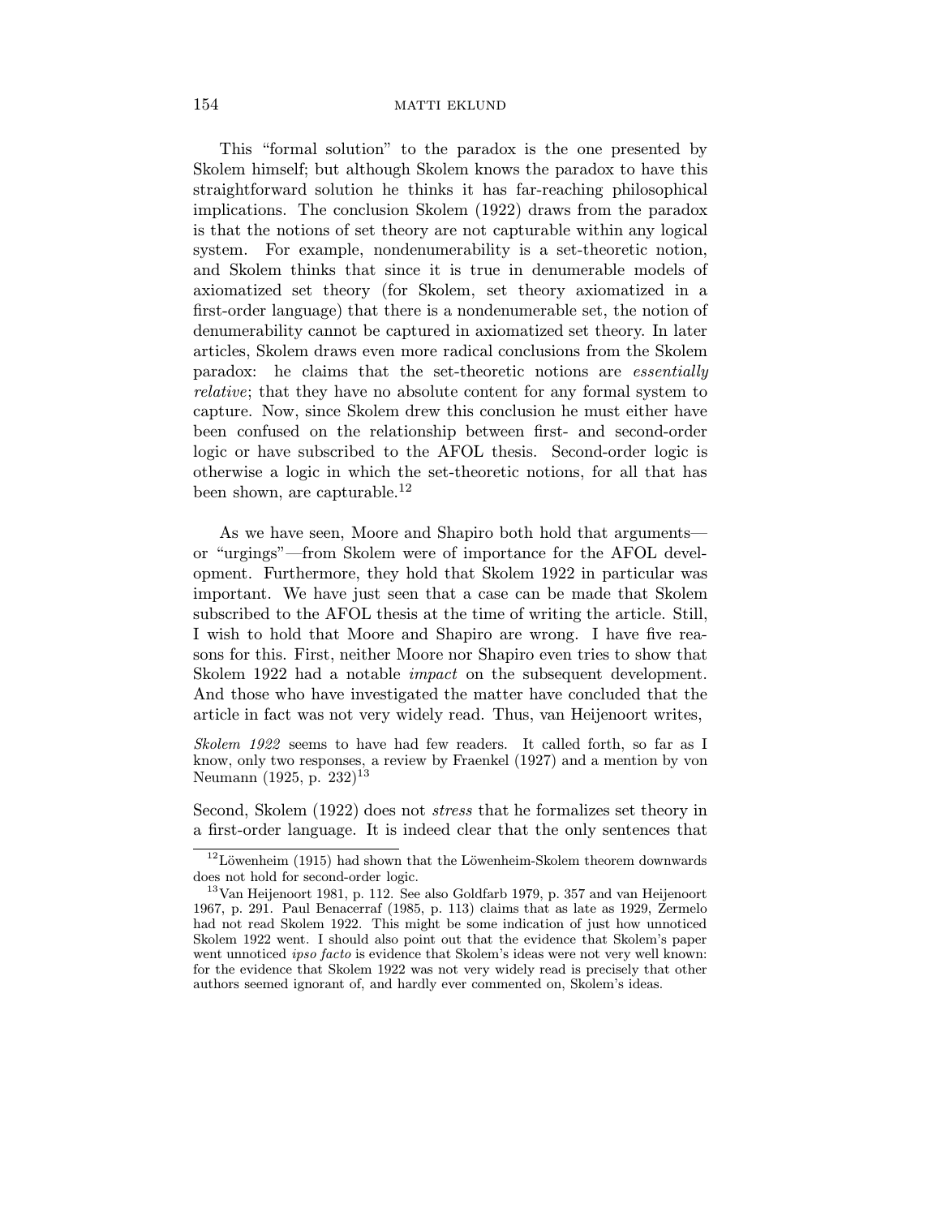This "formal solution" to the paradox is the one presented by Skolem himself; but although Skolem knows the paradox to have this straightforward solution he thinks it has far-reaching philosophical implications. The conclusion Skolem (1922) draws from the paradox is that the notions of set theory are not capturable within any logical system. For example, nondenumerability is a set-theoretic notion, and Skolem thinks that since it is true in denumerable models of axiomatized set theory (for Skolem, set theory axiomatized in a first-order language) that there is a nondenumerable set, the notion of denumerability cannot be captured in axiomatized set theory. In later articles, Skolem draws even more radical conclusions from the Skolem paradox: he claims that the set-theoretic notions are *essentially relative*; that they have no absolute content for any formal system to capture. Now, since Skolem drew this conclusion he must either have been confused on the relationship between first- and second-order logic or have subscribed to the AFOL thesis. Second-order logic is otherwise a logic in which the set-theoretic notions, for all that has been shown, are capturable.[12]

As we have seen, Moore and Shapiro both hold that arguments—or "urgings"—from Skolem were of importance for the AFOL development. Furthermore, they hold that Skolem 1922 in particular was important. We have just seen that a case can be made that Skolem subscribed to the AFOL thesis at the time of writing the article. Still, I wish to hold that Moore and Shapiro are wrong. I have five reasons for this. First, neither Moore nor Shapiro even tries to show that Skolem 1922 had a notable *impact* on the subsequent development. And those who have investigated the matter have concluded that the article in fact was not very widely read. Thus, van Heijenoort writes,

> *Skolem 1922* seems to have had few readers. It called forth, so far as I know, only two responses, a review by Fraenkel (1927) and a mention by von Neumann (1925, p. 232)[13]

Second, Skolem (1922) does not *stress* that he formalizes set theory in a first-order language. It is indeed clear that the only sentences that

---

[12] Löwenheim (1915) had shown that the Löwenheim-Skolem theorem downwards does not hold for second-order logic.

[13] Van Heijenoort 1981, p. 112. See also Goldfarb 1979, p. 357 and van Heijenoort 1967, p. 291. Paul Benacerraf (1985, p. 113) claims that as late as 1929, Zermelo had not read Skolem 1922. This might be some indication of just how unnoticed Skolem 1922 went. I should also point out that the evidence that Skolem's paper went unnoticed *ipso facto* is evidence that Skolem's ideas were not very well known: for the evidence that Skolem 1922 was not very widely read is precisely that other authors seemed ignorant of, and hardly ever commented on, Skolem's ideas.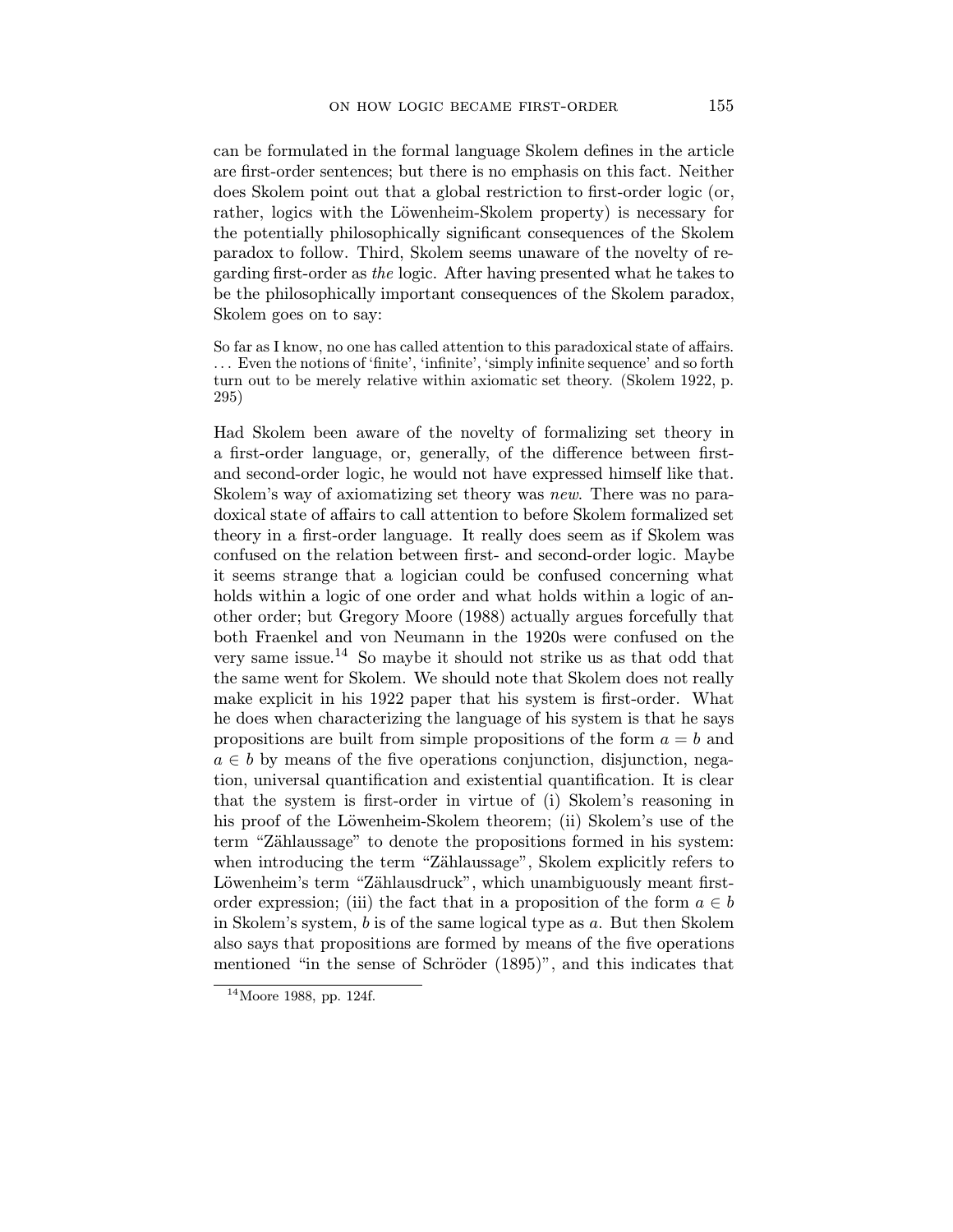can be formulated in the formal language Skolem defines in the article are first-order sentences; but there is no emphasis on this fact. Neither does Skolem point out that a global restriction to first-order logic (or, rather, logics with the Löwenheim-Skolem property) is necessary for the potentially philosophically significant consequences of the Skolem paradox to follow. Third, Skolem seems unaware of the novelty of regarding first-order as *the* logic. After having presented what he takes to be the philosophically important consequences of the Skolem paradox, Skolem goes on to say:

> So far as I know, no one has called attention to this paradoxical state of affairs. ... Even the notions of 'finite', 'infinite', 'simply infinite sequence' and so forth turn out to be merely relative within axiomatic set theory. (Skolem 1922, p. 295)

Had Skolem been aware of the novelty of formalizing set theory in a first-order language, or, generally, of the difference between first- and second-order logic, he would not have expressed himself like that. Skolem's way of axiomatizing set theory was *new*. There was no paradoxical state of affairs to call attention to before Skolem formalized set theory in a first-order language. It really does seem as if Skolem was confused on the relation between first- and second-order logic. Maybe it seems strange that a logician could be confused concerning what holds within a logic of one order and what holds within a logic of another order; but Gregory Moore (1988) actually argues forcefully that both Fraenkel and von Neumann in the 1920s were confused on the very same issue.[14] So maybe it should not strike us as that odd that the same went for Skolem. We should note that Skolem does not really make explicit in his 1922 paper that his system is first-order. What he does when characterizing the language of his system is that he says propositions are built from simple propositions of the form $a = b$ and $a \in b$ by means of the five operations conjunction, disjunction, negation, universal quantification and existential quantification. It is clear that the system is first-order in virtue of (i) Skolem's reasoning in his proof of the Löwenheim-Skolem theorem; (ii) Skolem's use of the term "Zählaussage" to denote the propositions formed in his system: when introducing the term "Zählaussage", Skolem explicitly refers to Löwenheim's term "Zählausdruck", which unambiguously meant first-order expression; (iii) the fact that in a proposition of the form $a \in b$ in Skolem's system, $b$ is of the same logical type as $a$. But then Skolem also says that propositions are formed by means of the five operations mentioned "in the sense of Schröder (1895)", and this indicates that

[14] Moore 1988, pp. 124f.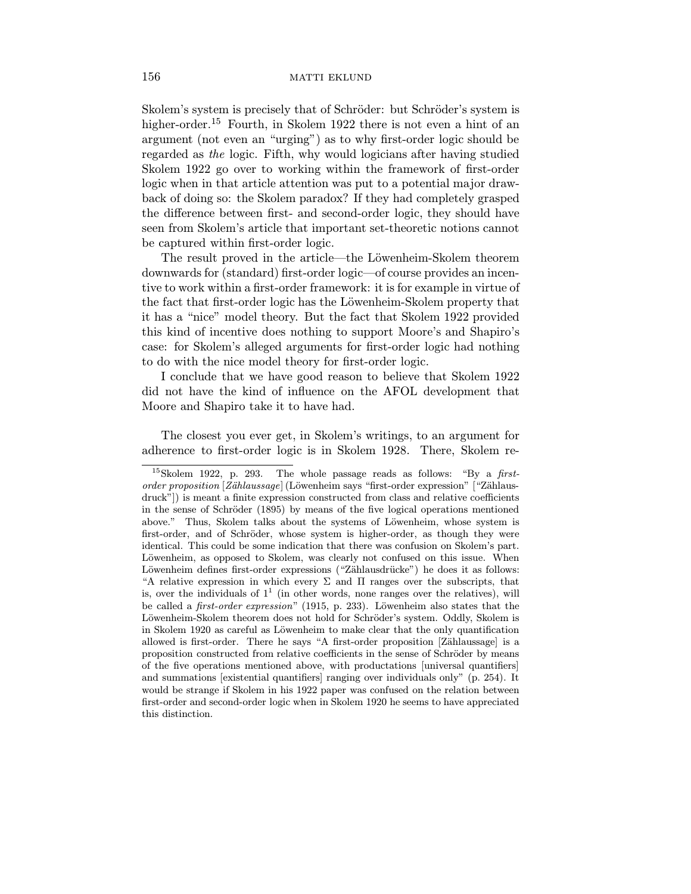Skolem's system is precisely that of Schröder: but Schröder's system is higher-order.[15] Fourth, in Skolem 1922 there is not even a hint of an argument (not even an "urging") as to why first-order logic should be regarded as *the* logic. Fifth, why would logicians after having studied Skolem 1922 go over to working within the framework of first-order logic when in that article attention was put to a potential major drawback of doing so: the Skolem paradox? If they had completely grasped the difference between first- and second-order logic, they should have seen from Skolem's article that important set-theoretic notions cannot be captured within first-order logic.

The result proved in the article—the Löwenheim-Skolem theorem downwards for (standard) first-order logic—of course provides an incentive to work within a first-order framework: it is for example in virtue of the fact that first-order logic has the Löwenheim-Skolem property that it has a "nice" model theory. But the fact that Skolem 1922 provided this kind of incentive does nothing to support Moore's and Shapiro's case: for Skolem's alleged arguments for first-order logic had nothing to do with the nice model theory for first-order logic.

I conclude that we have good reason to believe that Skolem 1922 did not have the kind of influence on the AFOL development that Moore and Shapiro take it to have had.

The closest you ever get, in Skolem's writings, to an argument for adherence to first-order logic is in Skolem 1928. There, Skolem re-

---

[15] Skolem 1922, p. 293. The whole passage reads as follows: "By a *first-order proposition* [*Zählaussage*] (Löwenheim says "first-order expression" ["Zählausdruck"]) is meant a finite expression constructed from class and relative coefficients in the sense of Schröder (1895) by means of the five logical operations mentioned above." Thus, Skolem talks about the systems of Löwenheim, whose system is first-order, and of Schröder, whose system is higher-order, as though they were identical. This could be some indication that there was confusion on Skolem's part. Löwenheim, as opposed to Skolem, was clearly not confused on this issue. When Löwenheim defines first-order expressions ("Zählausdrücke") he does it as follows: "A relative expression in which every $\Sigma$ and $\Pi$ ranges over the subscripts, that is, over the individuals of $1^1$ (in other words, none ranges over the relatives), will be called a *first-order expression*" (1915, p. 233). Löwenheim also states that the Löwenheim-Skolem theorem does not hold for Schröder's system. Oddly, Skolem is in Skolem 1920 as careful as Löwenheim to make clear that the only quantification allowed is first-order. There he says "A first-order proposition [Zählaussage] is a proposition constructed from relative coefficients in the sense of Schröder by means of the five operations mentioned above, with productations [universal quantifiers] and summations [existential quantifiers] ranging over individuals only" (p. 254). It would be strange if Skolem in his 1922 paper was confused on the relation between first-order and second-order logic when in Skolem 1920 he seems to have appreciated this distinction.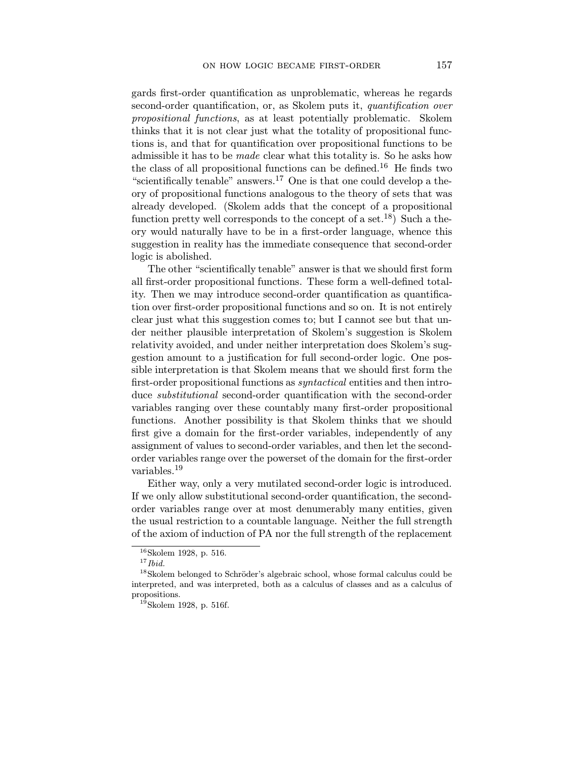gards first-order quantification as unproblematic, whereas he regards second-order quantification, or, as Skolem puts it, *quantification over propositional functions*, as at least potentially problematic. Skolem thinks that it is not clear just what the totality of propositional functions is, and that for quantification over propositional functions to be admissible it has to be *made* clear what this totality is. So he asks how the class of all propositional functions can be defined.[16] He finds two "scientifically tenable" answers.[17] One is that one could develop a theory of propositional functions analogous to the theory of sets that was already developed. (Skolem adds that the concept of a propositional function pretty well corresponds to the concept of a set.[18]) Such a theory would naturally have to be in a first-order language, whence this suggestion in reality has the immediate consequence that second-order logic is abolished.

The other "scientifically tenable" answer is that we should first form all first-order propositional functions. These form a well-defined totality. Then we may introduce second-order quantification as quantification over first-order propositional functions and so on. It is not entirely clear just what this suggestion comes to; but I cannot see but that under neither plausible interpretation of Skolem's suggestion is Skolem relativity avoided, and under neither interpretation does Skolem's suggestion amount to a justification for full second-order logic. One possible interpretation is that Skolem means that we should first form the first-order propositional functions as *syntactical* entities and then introduce *substitutional* second-order quantification with the second-order variables ranging over these countably many first-order propositional functions. Another possibility is that Skolem thinks that we should first give a domain for the first-order variables, independently of any assignment of values to second-order variables, and then let the second-order variables range over the powerset of the domain for the first-order variables.[19]

Either way, only a very mutilated second-order logic is introduced. If we only allow substitutional second-order quantification, the second-order variables range over at most denumerably many entities, given the usual restriction to a countable language. Neither the full strength of the axiom of induction of PA nor the full strength of the replacement

---

[16] Skolem 1928, p. 516.

[17] *Ibid.*

[18] Skolem belonged to Schröder's algebraic school, whose formal calculus could be interpreted, and was interpreted, both as a calculus of classes and as a calculus of propositions.

[19] Skolem 1928, p. 516f.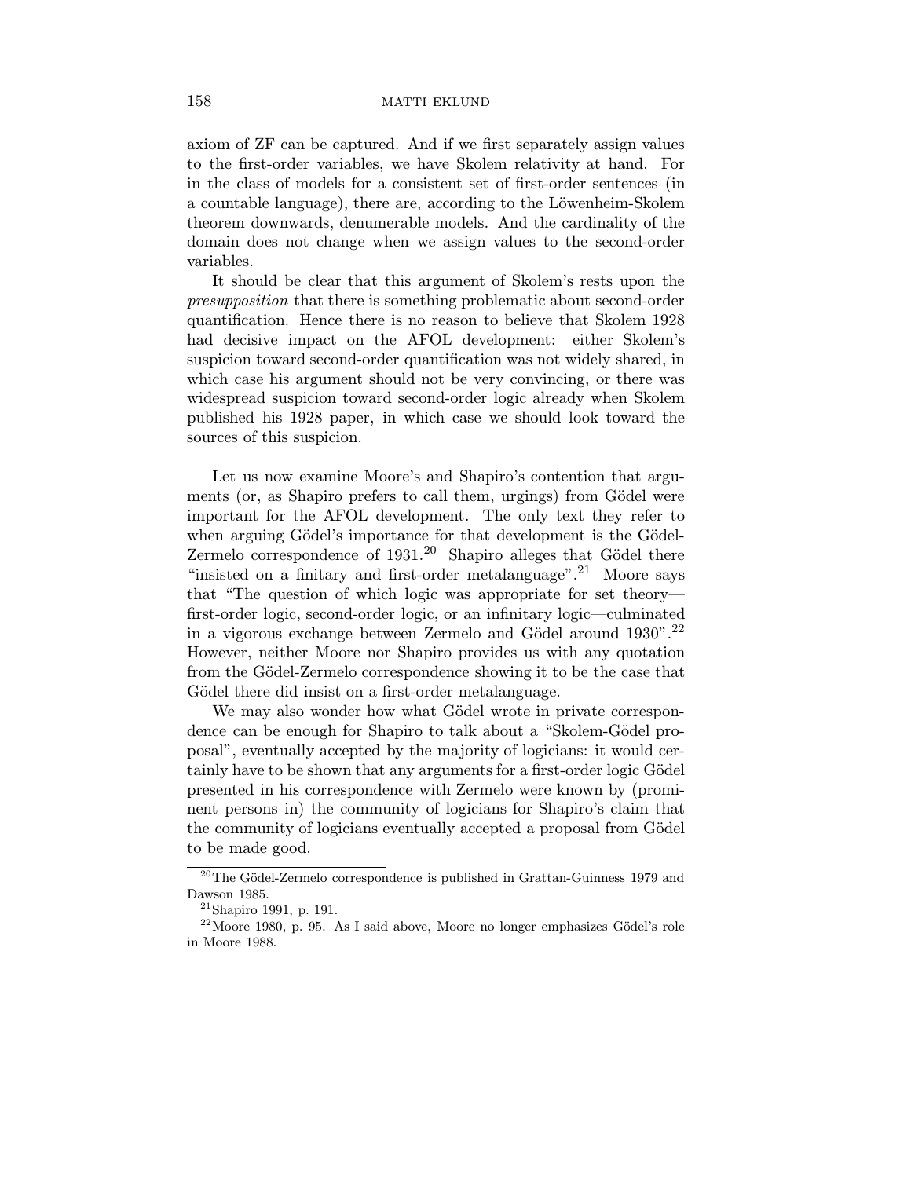axiom of ZF can be captured. And if we first separately assign values to the first-order variables, we have Skolem relativity at hand. For in the class of models for a consistent set of first-order sentences (in a countable language), there are, according to the Löwenheim-Skolem theorem downwards, denumerable models. And the cardinality of the domain does not change when we assign values to the second-order variables.

It should be clear that this argument of Skolem's rests upon the *presupposition* that there is something problematic about second-order quantification. Hence there is no reason to believe that Skolem 1928 had decisive impact on the AFOL development: either Skolem's suspicion toward second-order quantification was not widely shared, in which case his argument should not be very convincing, or there was widespread suspicion toward second-order logic already when Skolem published his 1928 paper, in which case we should look toward the sources of this suspicion.

Let us now examine Moore's and Shapiro's contention that arguments (or, as Shapiro prefers to call them, urgings) from Gödel were important for the AFOL development. The only text they refer to when arguing Gödel's importance for that development is the Gödel-Zermelo correspondence of 1931.[20] Shapiro alleges that Gödel there "insisted on a finitary and first-order metalanguage".[21] Moore says that "The question of which logic was appropriate for set theory—first-order logic, second-order logic, or an infinitary logic—culminated in a vigorous exchange between Zermelo and Gödel around 1930".[22] However, neither Moore nor Shapiro provides us with any quotation from the Gödel-Zermelo correspondence showing it to be the case that Gödel there did insist on a first-order metalanguage.

We may also wonder how what Gödel wrote in private correspondence can be enough for Shapiro to talk about a "Skolem-Gödel proposal", eventually accepted by the majority of logicians: it would certainly have to be shown that any arguments for a first-order logic Gödel presented in his correspondence with Zermelo were known by (prominent persons in) the community of logicians for Shapiro's claim that the community of logicians eventually accepted a proposal from Gödel to be made good.

---

[20] The Gödel-Zermelo correspondence is published in Grattan-Guinness 1979 and Dawson 1985.

[21] Shapiro 1991, p. 191.

[22] Moore 1980, p. 95. As I said above, Moore no longer emphasizes Gödel's role in Moore 1988.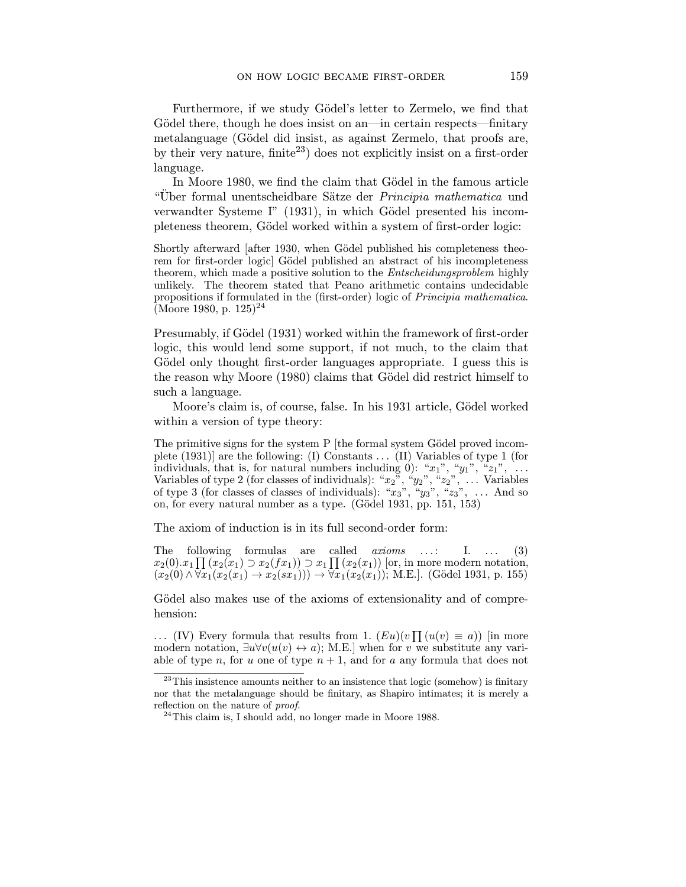Furthermore, if we study Gödel's letter to Zermelo, we find that Gödel there, though he does insist on an—in certain respects—finitary metalanguage (Gödel did insist, as against Zermelo, that proofs are, by their very nature, finite[23]) does not explicitly insist on a first-order language.

In Moore 1980, we find the claim that Gödel in the famous article "Über formal unentscheidbare Sätze der *Principia mathematica* und verwandter Systeme I" (1931), in which Gödel presented his incompleteness theorem, Gödel worked within a system of first-order logic:

> Shortly afterward [after 1930, when Gödel published his completeness theorem for first-order logic] Gödel published an abstract of his incompleteness theorem, which made a positive solution to the *Entscheidungsproblem* highly unlikely. The theorem stated that Peano arithmetic contains undecidable propositions if formulated in the (first-order) logic of *Principia mathematica*. (Moore 1980, p. 125)[24]

Presumably, if Gödel (1931) worked within the framework of first-order logic, this would lend some support, if not much, to the claim that Gödel only thought first-order languages appropriate. I guess this is the reason why Moore (1980) claims that Gödel did restrict himself to such a language.

Moore's claim is, of course, false. In his 1931 article, Gödel worked within a version of type theory:

> The primitive signs for the system P [the formal system Gödel proved incomplete (1931)] are the following: (I) Constants ... (II) Variables of type 1 (for individuals, that is, for natural numbers including 0): "$x_1$", "$y_1$", "$z_1$", ... Variables of type 2 (for classes of individuals): "$x_2$", "$y_2$", "$z_2$", ... Variables of type 3 (for classes of classes of individuals): "$x_3$", "$y_3$", "$z_3$", ... And so on, for every natural number as a type. (Gödel 1931, pp. 151, 153)

The axiom of induction is in its full second-order form:

> The following formulas are called *axioms* ...: I. ... (3) $x_2(0).x_1 \prod (x_2(x_1) \supset x_2(fx_1)) \supset x_1 \prod (x_2(x_1))$ [or, in more modern notation, $(x_2(0) \wedge \forall x_1(x_2(x_1) \rightarrow x_2(sx_1))) \rightarrow \forall x_1(x_2(x_1))$; M.E.]. (Gödel 1931, p. 155)

Gödel also makes use of the axioms of extensionality and of comprehension:

> ... (IV) Every formula that results from 1. $(Eu)(v \prod (u(v) \equiv a))$ [in more modern notation, $\exists u \forall v(u(v) \leftrightarrow a)$; M.E.] when for $v$ we substitute any variable of type $n$, for $u$ one of type $n+1$, and for $a$ any formula that does not

[23] This insistence amounts neither to an insistence that logic (somehow) is finitary nor that the metalanguage should be finitary, as Shapiro intimates; it is merely a reflection on the nature of *proof*.

[24] This claim is, I should add, no longer made in Moore 1988.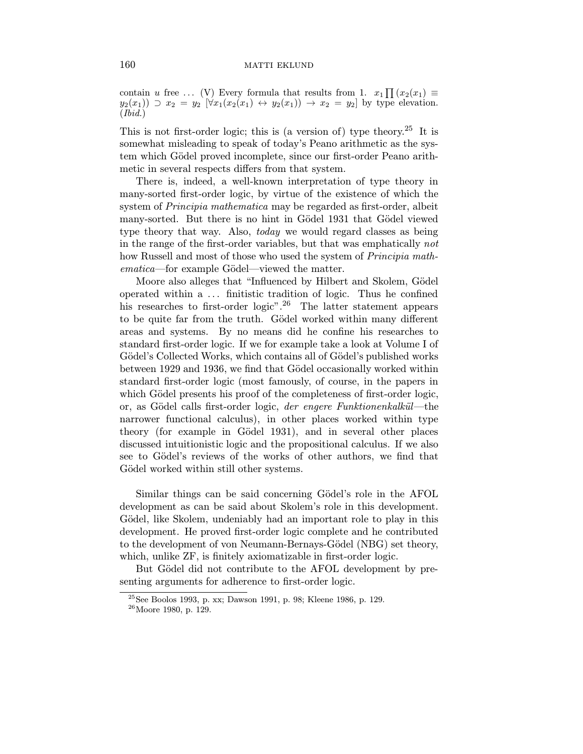contain $u$ free ... (V) Every formula that results from 1. $x_1 \prod (x_2(x_1) \equiv y_2(x_1)) \supset x_2 = y_2$ $[\forall x_1(x_2(x_1) \leftrightarrow y_2(x_1)) \rightarrow x_2 = y_2]$ by type elevation. (*Ibid.*)

This is not first-order logic; this is (a version of) type theory.[25] It is somewhat misleading to speak of today's Peano arithmetic as the system which Gödel proved incomplete, since our first-order Peano arithmetic in several respects differs from that system.

There is, indeed, a well-known interpretation of type theory in many-sorted first-order logic, by virtue of the existence of which the system of *Principia mathematica* may be regarded as first-order, albeit many-sorted. But there is no hint in Gödel 1931 that Gödel viewed type theory that way. Also, *today* we would regard classes as being in the range of the first-order variables, but that was emphatically *not* how Russell and most of those who used the system of *Principia mathematica*—for example Gödel—viewed the matter.

Moore also alleges that "Influenced by Hilbert and Skolem, Gödel operated within a ... finitistic tradition of logic. Thus he confined his researches to first-order logic".[26] The latter statement appears to be quite far from the truth. Gödel worked within many different areas and systems. By no means did he confine his researches to standard first-order logic. If we for example take a look at Volume I of Gödel's Collected Works, which contains all of Gödel's published works between 1929 and 1936, we find that Gödel occasionally worked within standard first-order logic (most famously, of course, in the papers in which Gödel presents his proof of the completeness of first-order logic, or, as Gödel calls first-order logic, *der engere Funktionenkalkül*—the narrower functional calculus), in other places worked within type theory (for example in Gödel 1931), and in several other places discussed intuitionistic logic and the propositional calculus. If we also see to Gödel's reviews of the works of other authors, we find that Gödel worked within still other systems.

Similar things can be said concerning Gödel's role in the AFOL development as can be said about Skolem's role in this development. Gödel, like Skolem, undeniably had an important role to play in this development. He proved first-order logic complete and he contributed to the development of von Neumann-Bernays-Gödel (NBG) set theory, which, unlike ZF, is finitely axiomatizable in first-order logic.

But Gödel did not contribute to the AFOL development by presenting arguments for adherence to first-order logic.

[25] See Boolos 1993, p. xx; Dawson 1991, p. 98; Kleene 1986, p. 129.

[26] Moore 1980, p. 129.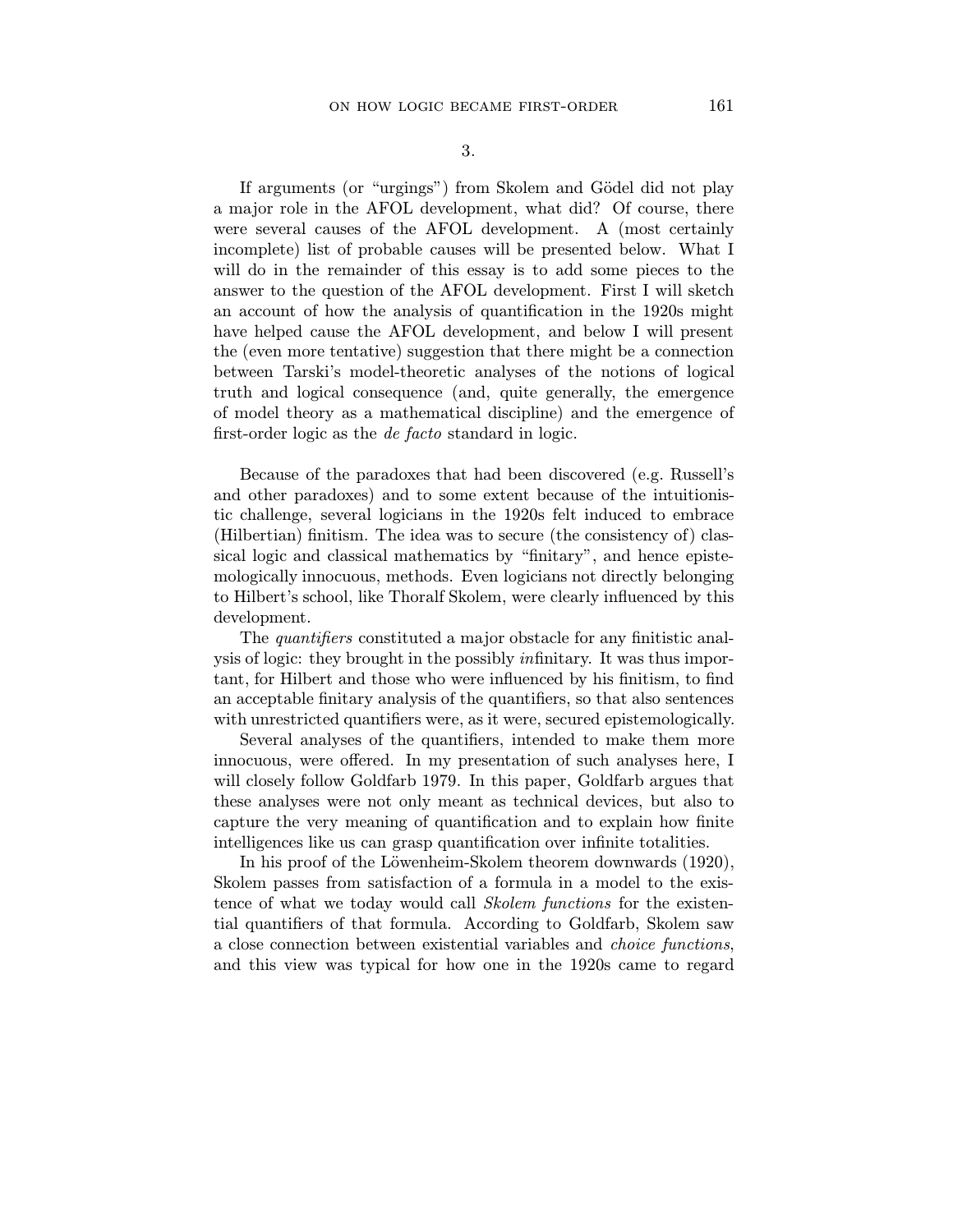## 3.

If arguments (or "urgings") from Skolem and Gödel did not play a major role in the AFOL development, what did? Of course, there were several causes of the AFOL development. A (most certainly incomplete) list of probable causes will be presented below. What I will do in the remainder of this essay is to add some pieces to the answer to the question of the AFOL development. First I will sketch an account of how the analysis of quantification in the 1920s might have helped cause the AFOL development, and below I will present the (even more tentative) suggestion that there might be a connection between Tarski's model-theoretic analyses of the notions of logical truth and logical consequence (and, quite generally, the emergence of model theory as a mathematical discipline) and the emergence of first-order logic as the *de facto* standard in logic.

Because of the paradoxes that had been discovered (e.g. Russell's and other paradoxes) and to some extent because of the intuitionistic challenge, several logicians in the 1920s felt induced to embrace (Hilbertian) finitism. The idea was to secure (the consistency of) classical logic and classical mathematics by "finitary", and hence epistemologically innocuous, methods. Even logicians not directly belonging to Hilbert's school, like Thoralf Skolem, were clearly influenced by this development.

The *quantifiers* constituted a major obstacle for any finitistic analysis of logic: they brought in the possibly *in*finitary. It was thus important, for Hilbert and those who were influenced by his finitism, to find an acceptable finitary analysis of the quantifiers, so that also sentences with unrestricted quantifiers were, as it were, secured epistemologically.

Several analyses of the quantifiers, intended to make them more innocuous, were offered. In my presentation of such analyses here, I will closely follow Goldfarb 1979. In this paper, Goldfarb argues that these analyses were not only meant as technical devices, but also to capture the very meaning of quantification and to explain how finite intelligences like us can grasp quantification over infinite totalities.

In his proof of the Löwenheim-Skolem theorem downwards (1920), Skolem passes from satisfaction of a formula in a model to the existence of what we today would call *Skolem functions* for the existential quantifiers of that formula. According to Goldfarb, Skolem saw a close connection between existential variables and *choice functions*, and this view was typical for how one in the 1920s came to regard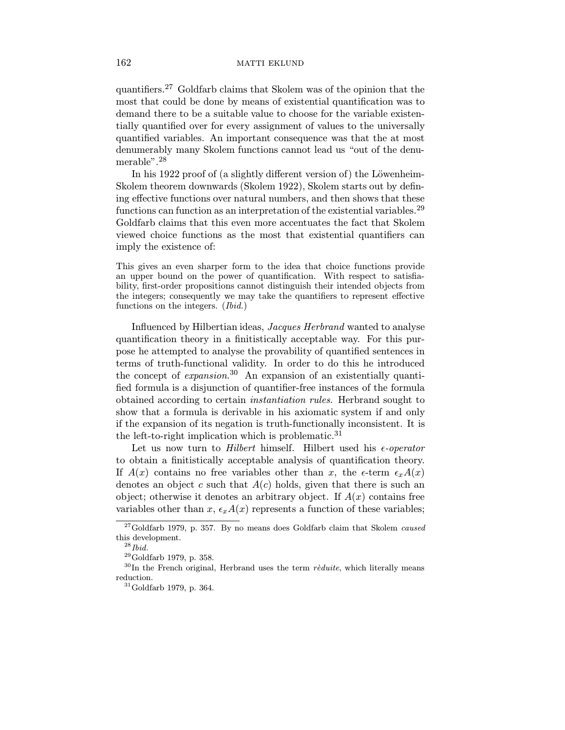quantifiers.[27] Goldfarb claims that Skolem was of the opinion that the most that could be done by means of existential quantification was to demand there to be a suitable value to choose for the variable existentially quantified over for every assignment of values to the universally quantified variables. An important consequence was that the at most denumerably many Skolem functions cannot lead us "out of the denumerable".[28]

In his 1922 proof of (a slightly different version of) the Löwenheim-Skolem theorem downwards (Skolem 1922), Skolem starts out by defining effective functions over natural numbers, and then shows that these functions can function as an interpretation of the existential variables.[29] Goldfarb claims that this even more accentuates the fact that Skolem viewed choice functions as the most that existential quantifiers can imply the existence of:

> This gives an even sharper form to the idea that choice functions provide an upper bound on the power of quantification. With respect to satisfiability, first-order propositions cannot distinguish their intended objects from the integers; consequently we may take the quantifiers to represent effective functions on the integers. (*Ibid.*)

Influenced by Hilbertian ideas, *Jacques Herbrand* wanted to analyse quantification theory in a finitistically acceptable way. For this purpose he attempted to analyse the provability of quantified sentences in terms of truth-functional validity. In order to do this he introduced the concept of *expansion*.[30] An expansion of an existentially quantified formula is a disjunction of quantifier-free instances of the formula obtained according to certain *instantiation rules*. Herbrand sought to show that a formula is derivable in his axiomatic system if and only if the expansion of its negation is truth-functionally inconsistent. It is the left-to-right implication which is problematic.[31]

Let us now turn to *Hilbert* himself. Hilbert used his $\epsilon$*-operator* to obtain a finitistically acceptable analysis of quantification theory. If $A(x)$ contains no free variables other than $x$, the $\epsilon$-term $\epsilon_x A(x)$ denotes an object $c$ such that $A(c)$ holds, given that there is such an object; otherwise it denotes an arbitrary object. If $A(x)$ contains free variables other than $x$, $\epsilon_x A(x)$ represents a function of these variables;

---

[27] Goldfarb 1979, p. 357. By no means does Goldfarb claim that Skolem *caused* this development.

[28] *Ibid.*

[29] Goldfarb 1979, p. 358.

[30] In the French original, Herbrand uses the term *rèduite*, which literally means reduction.

[31] Goldfarb 1979, p. 364.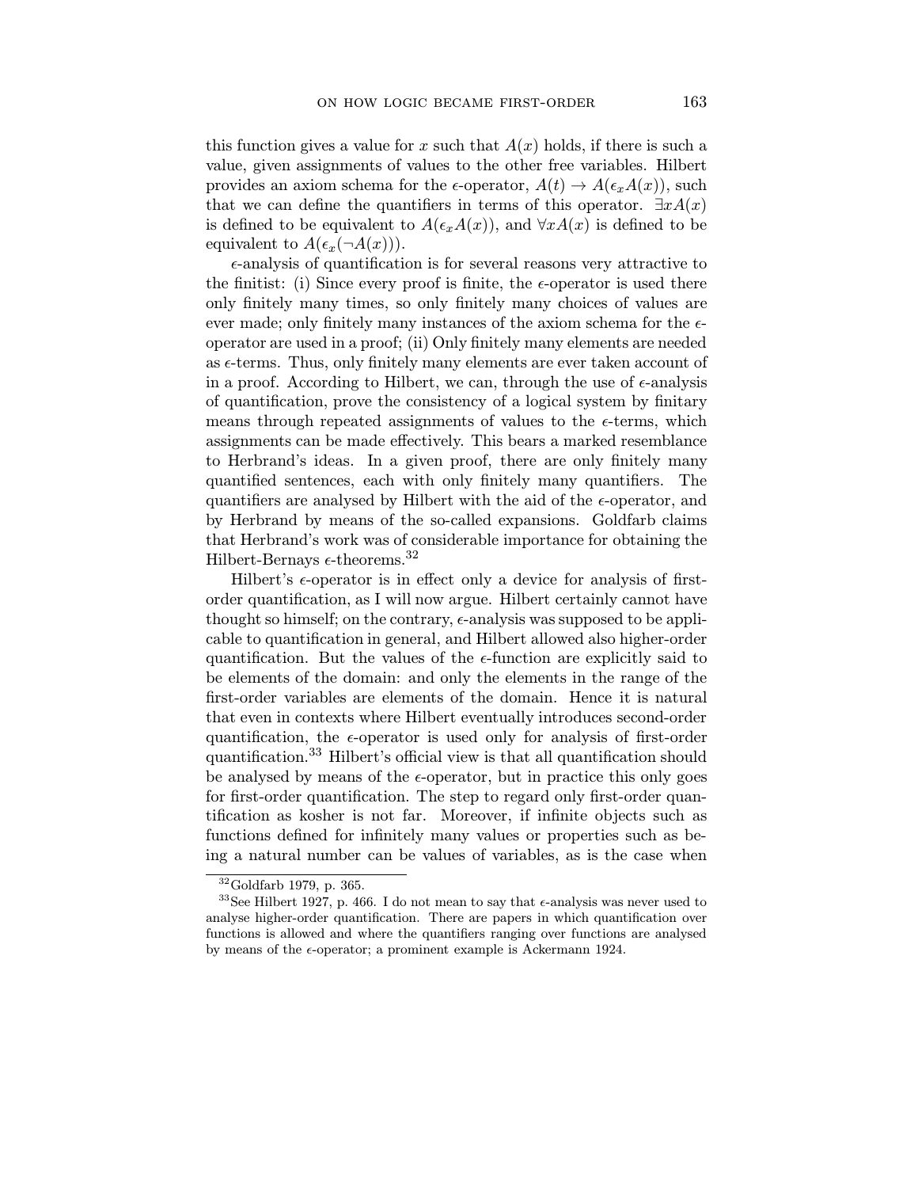this function gives a value for $x$ such that $A(x)$ holds, if there is such a value, given assignments of values to the other free variables. Hilbert provides an axiom schema for the $\epsilon$-operator, $A(t) \rightarrow A(\epsilon_x A(x))$, such that we can define the quantifiers in terms of this operator. $\exists x A(x)$ is defined to be equivalent to $A(\epsilon_x A(x))$, and $\forall x A(x)$ is defined to be equivalent to $A(\epsilon_x(\neg A(x)))$.

$\epsilon$-analysis of quantification is for several reasons very attractive to the finitist: (i) Since every proof is finite, the $\epsilon$-operator is used there only finitely many times, so only finitely many choices of values are ever made; only finitely many instances of the axiom schema for the $\epsilon$-operator are used in a proof; (ii) Only finitely many elements are needed as $\epsilon$-terms. Thus, only finitely many elements are ever taken account of in a proof. According to Hilbert, we can, through the use of $\epsilon$-analysis of quantification, prove the consistency of a logical system by finitary means through repeated assignments of values to the $\epsilon$-terms, which assignments can be made effectively. This bears a marked resemblance to Herbrand's ideas. In a given proof, there are only finitely many quantified sentences, each with only finitely many quantifiers. The quantifiers are analysed by Hilbert with the aid of the $\epsilon$-operator, and by Herbrand by means of the so-called expansions. Goldfarb claims that Herbrand's work was of considerable importance for obtaining the Hilbert-Bernays $\epsilon$-theorems.[32]

Hilbert's $\epsilon$-operator is in effect only a device for analysis of first-order quantification, as I will now argue. Hilbert certainly cannot have thought so himself; on the contrary, $\epsilon$-analysis was supposed to be applicable to quantification in general, and Hilbert allowed also higher-order quantification. But the values of the $\epsilon$-function are explicitly said to be elements of the domain: and only the elements in the range of the first-order variables are elements of the domain. Hence it is natural that even in contexts where Hilbert eventually introduces second-order quantification, the $\epsilon$-operator is used only for analysis of first-order quantification.[33] Hilbert's official view is that all quantification should be analysed by means of the $\epsilon$-operator, but in practice this only goes for first-order quantification. The step to regard only first-order quantification as kosher is not far. Moreover, if infinite objects such as functions defined for infinitely many values or properties such as being a natural number can be values of variables, as is the case when

---

[32] Goldfarb 1979, p. 365.

[33] See Hilbert 1927, p. 466. I do not mean to say that $\epsilon$-analysis was never used to analyse higher-order quantification. There are papers in which quantification over functions is allowed and where the quantifiers ranging over functions are analysed by means of the $\epsilon$-operator; a prominent example is Ackermann 1924.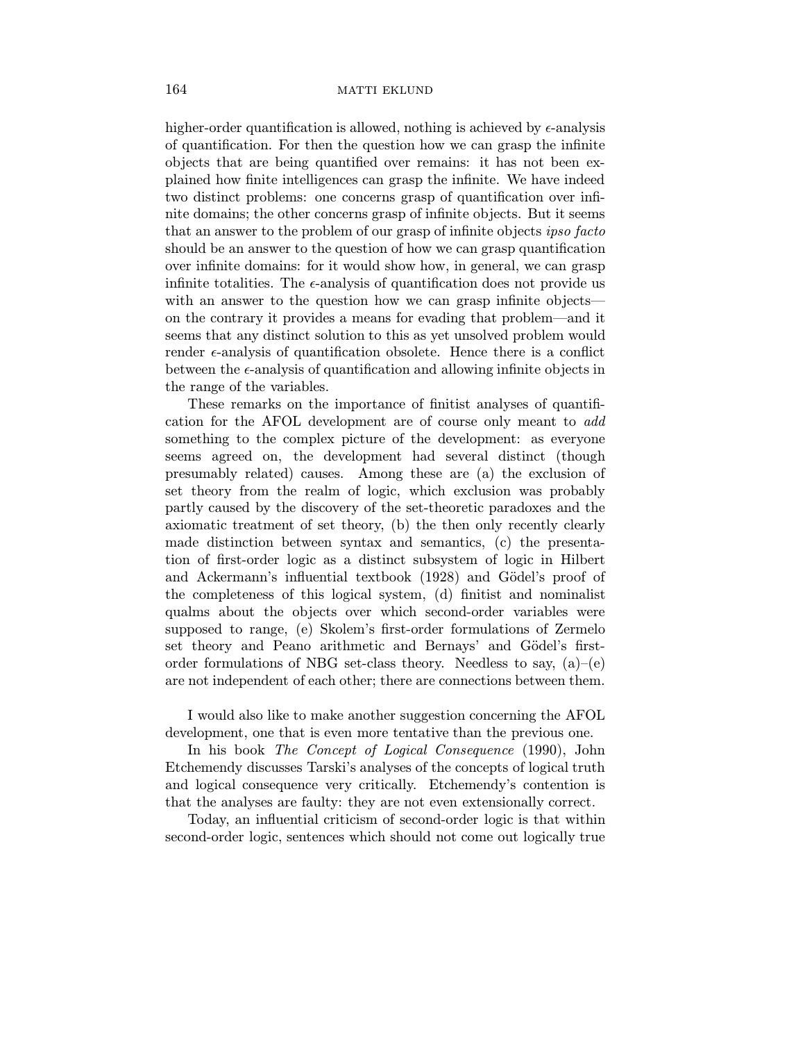higher-order quantification is allowed, nothing is achieved by $\epsilon$-analysis of quantification. For then the question how we can grasp the infinite objects that are being quantified over remains: it has not been explained how finite intelligences can grasp the infinite. We have indeed two distinct problems: one concerns grasp of quantification over infinite domains; the other concerns grasp of infinite objects. But it seems that an answer to the problem of our grasp of infinite objects *ipso facto* should be an answer to the question of how we can grasp quantification over infinite domains: for it would show how, in general, we can grasp infinite totalities. The $\epsilon$-analysis of quantification does not provide us with an answer to the question how we can grasp infinite objects—on the contrary it provides a means for evading that problem—and it seems that any distinct solution to this as yet unsolved problem would render $\epsilon$-analysis of quantification obsolete. Hence there is a conflict between the $\epsilon$-analysis of quantification and allowing infinite objects in the range of the variables.

These remarks on the importance of finitist analyses of quantification for the AFOL development are of course only meant to *add* something to the complex picture of the development: as everyone seems agreed on, the development had several distinct (though presumably related) causes. Among these are (a) the exclusion of set theory from the realm of logic, which exclusion was probably partly caused by the discovery of the set-theoretic paradoxes and the axiomatic treatment of set theory, (b) the then only recently clearly made distinction between syntax and semantics, (c) the presentation of first-order logic as a distinct subsystem of logic in Hilbert and Ackermann's influential textbook (1928) and Gödel's proof of the completeness of this logical system, (d) finitist and nominalist qualms about the objects over which second-order variables were supposed to range, (e) Skolem's first-order formulations of Zermelo set theory and Peano arithmetic and Bernays' and Gödel's first-order formulations of NBG set-class theory. Needless to say, (a)–(e) are not independent of each other; there are connections between them.

I would also like to make another suggestion concerning the AFOL development, one that is even more tentative than the previous one.

In his book *The Concept of Logical Consequence* (1990), John Etchemendy discusses Tarski's analyses of the concepts of logical truth and logical consequence very critically. Etchemendy's contention is that the analyses are faulty: they are not even extensionally correct.

Today, an influential criticism of second-order logic is that within second-order logic, sentences which should not come out logically true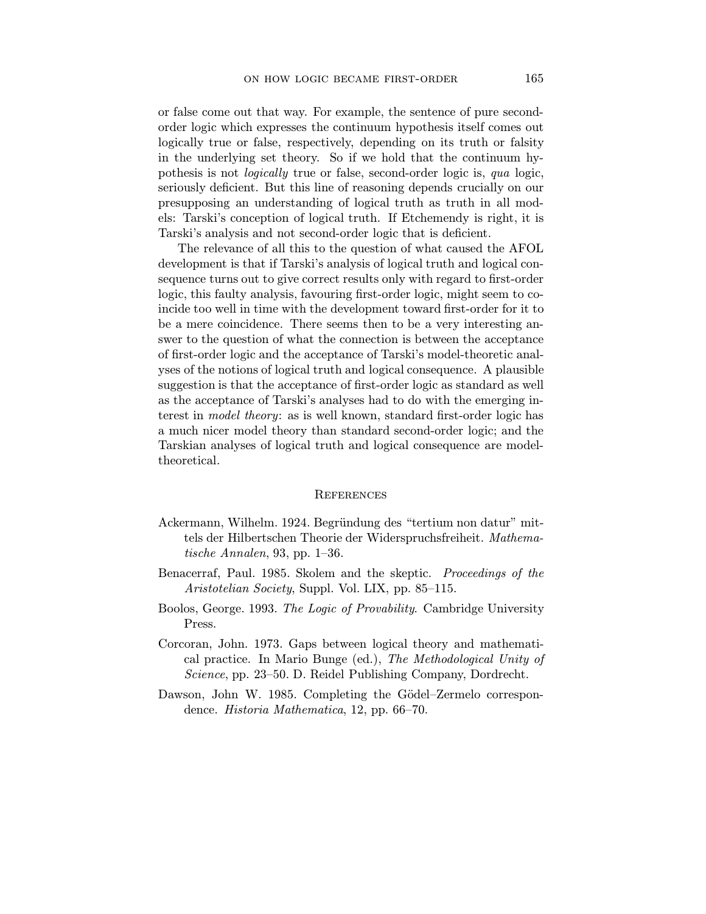or false come out that way. For example, the sentence of pure second-order logic which expresses the continuum hypothesis itself comes out logically true or false, respectively, depending on its truth or falsity in the underlying set theory. So if we hold that the continuum hypothesis is not *logically* true or false, second-order logic is, *qua* logic, seriously deficient. But this line of reasoning depends crucially on our presupposing an understanding of logical truth as truth in all models: Tarski's conception of logical truth. If Etchemendy is right, it is Tarski's analysis and not second-order logic that is deficient.

The relevance of all this to the question of what caused the AFOL development is that if Tarski's analysis of logical truth and logical consequence turns out to give correct results only with regard to first-order logic, this faulty analysis, favouring first-order logic, might seem to coincide too well in time with the development toward first-order for it to be a mere coincidence. There seems then to be a very interesting answer to the question of what the connection is between the acceptance of first-order logic and the acceptance of Tarski's model-theoretic analyses of the notions of logical truth and logical consequence. A plausible suggestion is that the acceptance of first-order logic as standard as well as the acceptance of Tarski's analyses had to do with the emerging interest in *model theory*: as is well known, standard first-order logic has a much nicer model theory than standard second-order logic; and the Tarskian analyses of logical truth and logical consequence are model-theoretical.

## References

- Ackermann, Wilhelm. 1924. Begründung des "tertium non datur" mittels der Hilbertschen Theorie der Widerspruchsfreiheit. *Mathematische Annalen*, 93, pp. 1–36.
- Benacerraf, Paul. 1985. Skolem and the skeptic. *Proceedings of the Aristotelian Society*, Suppl. Vol. LIX, pp. 85–115.
- Boolos, George. 1993. *The Logic of Provability*. Cambridge University Press.
- Corcoran, John. 1973. Gaps between logical theory and mathematical practice. In Mario Bunge (ed.), *The Methodological Unity of Science*, pp. 23–50. D. Reidel Publishing Company, Dordrecht.
- Dawson, John W. 1985. Completing the Gödel–Zermelo correspondence. *Historia Mathematica*, 12, pp. 66–70.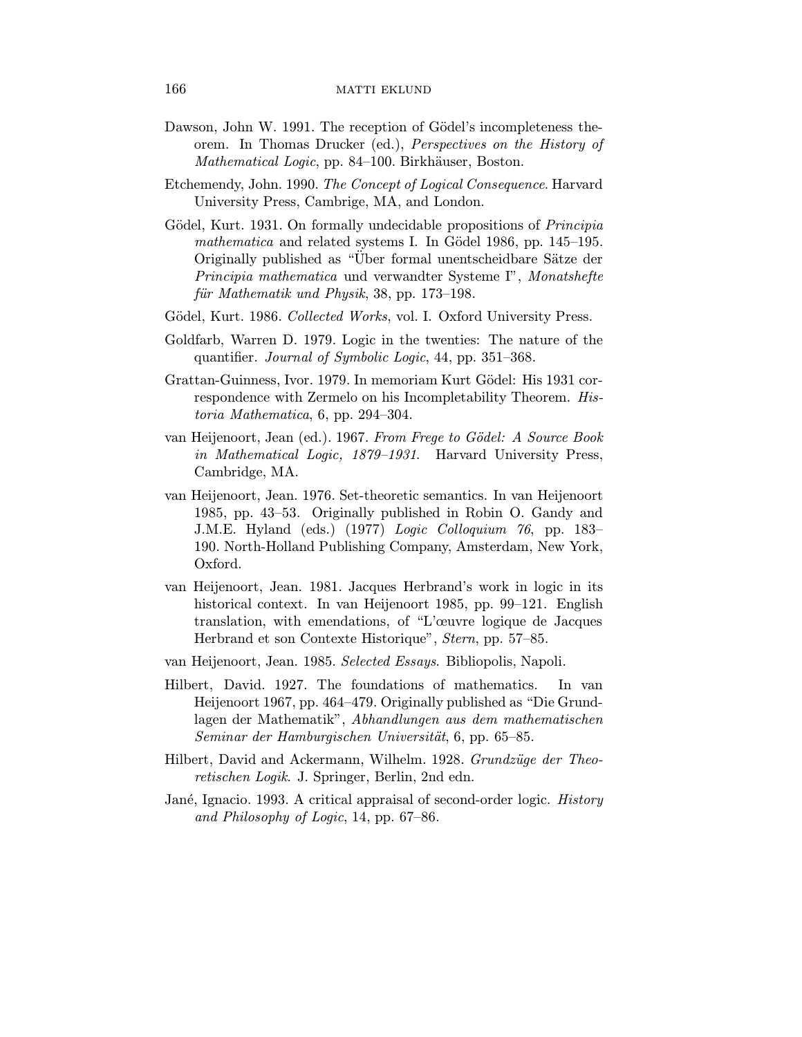Dawson, John W. 1991. The reception of Gödel's incompleteness theorem. In Thomas Drucker (ed.), *Perspectives on the History of Mathematical Logic*, pp. 84–100. Birkhäuser, Boston.

Etchemendy, John. 1990. *The Concept of Logical Consequence*. Harvard University Press, Cambrige, MA, and London.

Gödel, Kurt. 1931. On formally undecidable propositions of *Principia mathematica* and related systems I. In Gödel 1986, pp. 145–195. Originally published as "Über formal unentscheidbare Sätze der *Principia mathematica* und verwandter Systeme I", *Monatshefte für Mathematik und Physik*, 38, pp. 173–198.

Gödel, Kurt. 1986. *Collected Works*, vol. I. Oxford University Press.

Goldfarb, Warren D. 1979. Logic in the twenties: The nature of the quantifier. *Journal of Symbolic Logic*, 44, pp. 351–368.

Grattan-Guinness, Ivor. 1979. In memoriam Kurt Gödel: His 1931 correspondence with Zermelo on his Incompletability Theorem. *Historia Mathematica*, 6, pp. 294–304.

van Heijenoort, Jean (ed.). 1967. *From Frege to Gödel: A Source Book in Mathematical Logic, 1879–1931*. Harvard University Press, Cambridge, MA.

van Heijenoort, Jean. 1976. Set-theoretic semantics. In van Heijenoort 1985, pp. 43–53. Originally published in Robin O. Gandy and J.M.E. Hyland (eds.) (1977) *Logic Colloquium 76*, pp. 183–190. North-Holland Publishing Company, Amsterdam, New York, Oxford.

van Heijenoort, Jean. 1981. Jacques Herbrand's work in logic in its historical context. In van Heijenoort 1985, pp. 99–121. English translation, with emendations, of "L'œuvre logique de Jacques Herbrand et son Contexte Historique", *Stern*, pp. 57–85.

van Heijenoort, Jean. 1985. *Selected Essays*. Bibliopolis, Napoli.

Hilbert, David. 1927. The foundations of mathematics. In van Heijenoort 1967, pp. 464–479. Originally published as "Die Grundlagen der Mathematik", *Abhandlungen aus dem mathematischen Seminar der Hamburgischen Universität*, 6, pp. 65–85.

Hilbert, David and Ackermann, Wilhelm. 1928. *Grundzüge der Theoretischen Logik*. J. Springer, Berlin, 2nd edn.

Jané, Ignacio. 1993. A critical appraisal of second-order logic. *History and Philosophy of Logic*, 14, pp. 67–86.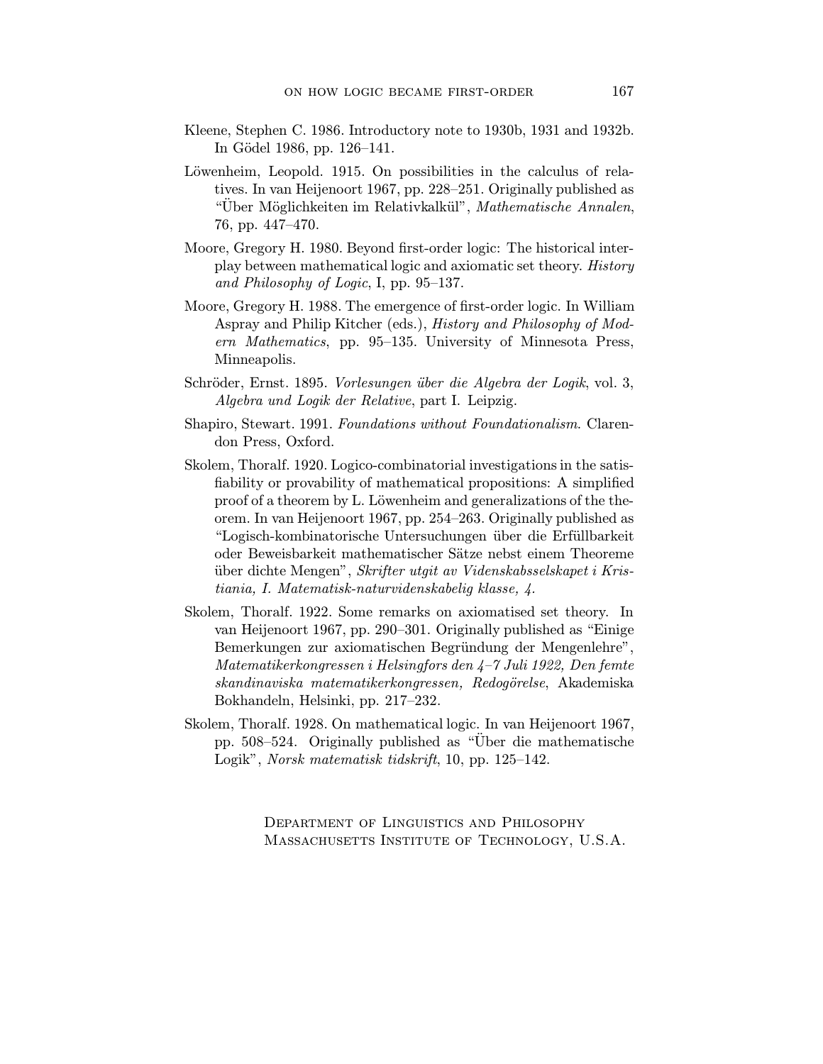Kleene, Stephen C. 1986. Introductory note to 1930b, 1931 and 1932b. In Gödel 1986, pp. 126–141.

Löwenheim, Leopold. 1915. On possibilities in the calculus of relatives. In van Heijenoort 1967, pp. 228–251. Originally published as "Über Möglichkeiten im Relativkalkül", *Mathematische Annalen*, 76, pp. 447–470.

Moore, Gregory H. 1980. Beyond first-order logic: The historical interplay between mathematical logic and axiomatic set theory. *History and Philosophy of Logic*, I, pp. 95–137.

Moore, Gregory H. 1988. The emergence of first-order logic. In William Aspray and Philip Kitcher (eds.), *History and Philosophy of Modern Mathematics*, pp. 95–135. University of Minnesota Press, Minneapolis.

Schröder, Ernst. 1895. *Vorlesungen über die Algebra der Logik*, vol. 3, *Algebra und Logik der Relative*, part I. Leipzig.

Shapiro, Stewart. 1991. *Foundations without Foundationalism*. Clarendon Press, Oxford.

Skolem, Thoralf. 1920. Logico-combinatorial investigations in the satisfiability or provability of mathematical propositions: A simplified proof of a theorem by L. Löwenheim and generalizations of the theorem. In van Heijenoort 1967, pp. 254–263. Originally published as "Logisch-kombinatorische Untersuchungen über die Erfüllbarkeit oder Beweisbarkeit mathematischer Sätze nebst einem Theoreme über dichte Mengen", *Skrifter utgit av Videnskabsselskapet i Kristiania, I. Matematisk-naturvidenskabelig klasse, 4.*

Skolem, Thoralf. 1922. Some remarks on axiomatised set theory. In van Heijenoort 1967, pp. 290–301. Originally published as "Einige Bemerkungen zur axiomatischen Begründung der Mengenlehre", *Matematikerkongressen i Helsingfors den 4–7 Juli 1922, Den femte skandinaviska matematikerkongressen, Redogörelse*, Akademiska Bokhandeln, Helsinki, pp. 217–232.

Skolem, Thoralf. 1928. On mathematical logic. In van Heijenoort 1967, pp. 508–524. Originally published as "Über die mathematische Logik", *Norsk matematisk tidskrift*, 10, pp. 125–142.

Department of Linguistics and Philosophy
Massachusetts Institute of Technology, U.S.A.